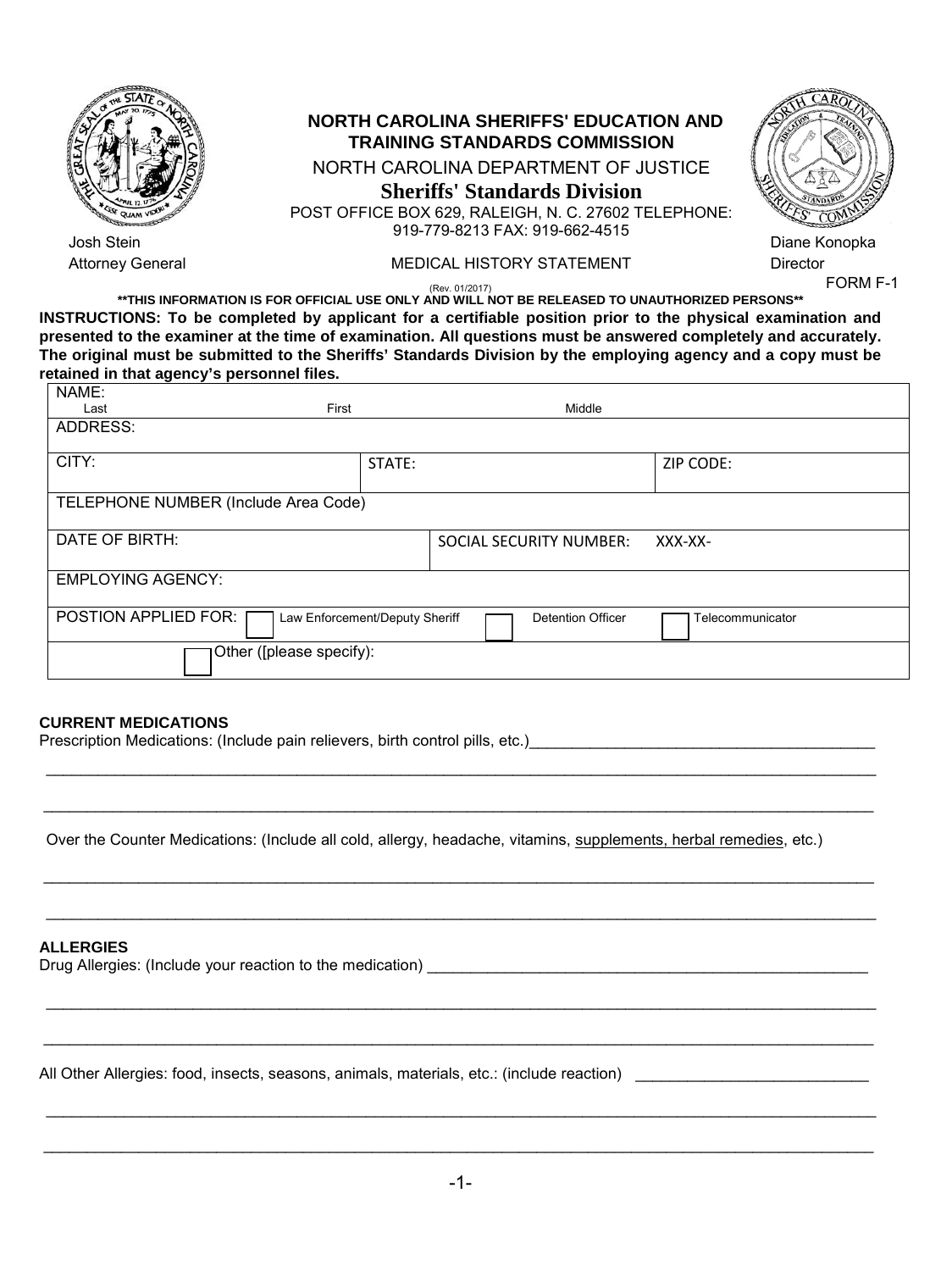**NORTH CAROLINA SHERIFFS' EDUCATION AND TRAINING STANDARDS COMMISSION**

NORTH CAROLINA DEPARTMENT OF JUSTICE

**Sheriffs' Standards Division**

POST OFFICE BOX 629, RALEIGH, N. C. 27602 TELEPHONE: 919-779-8213 FAX: 919-662-4515

Josh Stein
Attorney General

Diane Konopka
Director

MEDICAL HISTORY STATEMENT

FORM F-1

(Rev. 01/2017)

**\*\*THIS INFORMATION IS FOR OFFICIAL USE ONLY AND WILL NOT BE RELEASED TO UNAUTHORIZED PERSONS\*\***

**INSTRUCTIONS: To be completed by applicant for a certifiable position prior to the physical examination and presented to the examiner at the time of examination. All questions must be answered completely and accurately. The original must be submitted to the Sheriffs' Standards Division by the employing agency and a copy must be retained in that agency's personnel files.**

| | | |
|---|---|---|
| NAME: Last / First / Middle | | |
| ADDRESS: | | |
| CITY: | STATE: | ZIP CODE: |
| TELEPHONE NUMBER (Include Area Code) | | |
| DATE OF BIRTH: | SOCIAL SECURITY NUMBER: XXX-XX- | |
| EMPLOYING AGENCY: | | |
| POSTION APPLIED FOR: ☐ Law Enforcement/Deputy Sheriff | ☐ Detention Officer | ☐ Telecommunicator |
| ☐ Other ([please specify): | | |

**CURRENT MEDICATIONS**

Prescription Medications: (Include pain relievers, birth control pills, etc.)\_\_\_\_\_\_\_\_\_\_\_\_\_\_\_\_\_\_\_\_\_\_\_\_\_\_\_\_\_\_\_\_\_\_\_\_\_\_\_\_

\_\_\_\_\_\_\_\_\_\_\_\_\_\_\_\_\_\_\_\_\_\_\_\_\_\_\_\_\_\_\_\_\_\_\_\_\_\_\_\_\_\_\_\_\_\_\_\_\_\_\_\_\_\_\_\_\_\_\_\_\_\_\_\_\_\_\_\_\_\_\_\_\_\_\_\_\_\_\_\_\_\_\_\_\_\_\_\_\_\_

\_\_\_\_\_\_\_\_\_\_\_\_\_\_\_\_\_\_\_\_\_\_\_\_\_\_\_\_\_\_\_\_\_\_\_\_\_\_\_\_\_\_\_\_\_\_\_\_\_\_\_\_\_\_\_\_\_\_\_\_\_\_\_\_\_\_\_\_\_\_\_\_\_\_\_\_\_\_\_\_\_\_\_\_\_\_\_\_\_\_

Over the Counter Medications: (Include all cold, allergy, headache, vitamins, supplements, herbal remedies, etc.)

\_\_\_\_\_\_\_\_\_\_\_\_\_\_\_\_\_\_\_\_\_\_\_\_\_\_\_\_\_\_\_\_\_\_\_\_\_\_\_\_\_\_\_\_\_\_\_\_\_\_\_\_\_\_\_\_\_\_\_\_\_\_\_\_\_\_\_\_\_\_\_\_\_\_\_\_\_\_\_\_\_\_\_\_\_\_\_\_\_\_

\_\_\_\_\_\_\_\_\_\_\_\_\_\_\_\_\_\_\_\_\_\_\_\_\_\_\_\_\_\_\_\_\_\_\_\_\_\_\_\_\_\_\_\_\_\_\_\_\_\_\_\_\_\_\_\_\_\_\_\_\_\_\_\_\_\_\_\_\_\_\_\_\_\_\_\_\_\_\_\_\_\_\_\_\_\_\_\_\_\_

**ALLERGIES**

Drug Allergies: (Include your reaction to the medication) \_\_\_\_\_\_\_\_\_\_\_\_\_\_\_\_\_\_\_\_\_\_\_\_\_\_\_\_\_\_\_\_\_\_\_\_\_\_\_\_\_\_\_\_\_\_\_\_\_\_

\_\_\_\_\_\_\_\_\_\_\_\_\_\_\_\_\_\_\_\_\_\_\_\_\_\_\_\_\_\_\_\_\_\_\_\_\_\_\_\_\_\_\_\_\_\_\_\_\_\_\_\_\_\_\_\_\_\_\_\_\_\_\_\_\_\_\_\_\_\_\_\_\_\_\_\_\_\_\_\_\_\_\_\_\_\_\_\_\_\_

\_\_\_\_\_\_\_\_\_\_\_\_\_\_\_\_\_\_\_\_\_\_\_\_\_\_\_\_\_\_\_\_\_\_\_\_\_\_\_\_\_\_\_\_\_\_\_\_\_\_\_\_\_\_\_\_\_\_\_\_\_\_\_\_\_\_\_\_\_\_\_\_\_\_\_\_\_\_\_\_\_\_\_\_\_\_\_\_\_\_

All Other Allergies: food, insects, seasons, animals, materials, etc.: (include reaction) \_\_\_\_\_\_\_\_\_\_\_\_\_\_\_\_\_\_\_\_\_\_\_\_\_\_\_

\_\_\_\_\_\_\_\_\_\_\_\_\_\_\_\_\_\_\_\_\_\_\_\_\_\_\_\_\_\_\_\_\_\_\_\_\_\_\_\_\_\_\_\_\_\_\_\_\_\_\_\_\_\_\_\_\_\_\_\_\_\_\_\_\_\_\_\_\_\_\_\_\_\_\_\_\_\_\_\_\_\_\_\_\_\_\_\_\_\_

\_\_\_\_\_\_\_\_\_\_\_\_\_\_\_\_\_\_\_\_\_\_\_\_\_\_\_\_\_\_\_\_\_\_\_\_\_\_\_\_\_\_\_\_\_\_\_\_\_\_\_\_\_\_\_\_\_\_\_\_\_\_\_\_\_\_\_\_\_\_\_\_\_\_\_\_\_\_\_\_\_\_\_\_\_\_\_\_\_\_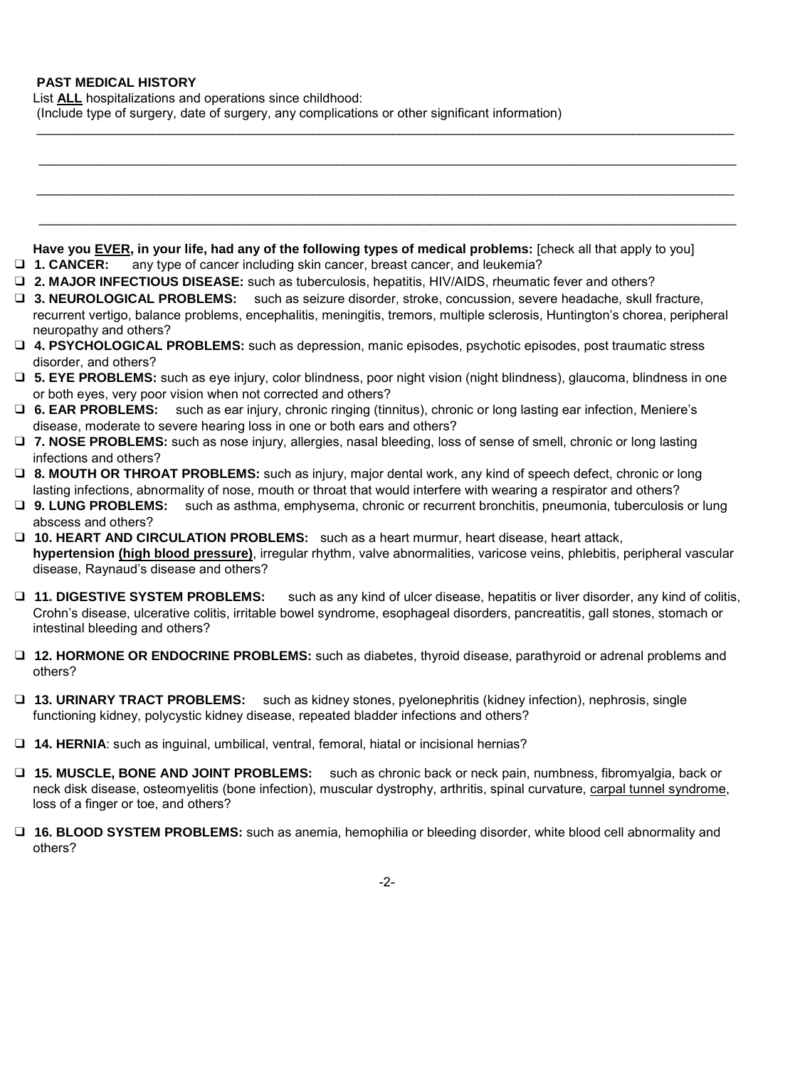**PAST MEDICAL HISTORY**

List **ALL** hospitalizations and operations since childhood:
(Include type of surgery, date of surgery, any complications or other significant information)

\_\_\_\_\_\_\_\_\_\_\_\_\_\_\_\_\_\_\_\_\_\_\_\_\_\_\_\_\_\_\_\_\_\_\_\_\_\_\_\_\_\_\_\_\_\_\_\_\_\_\_\_\_\_\_\_\_\_\_\_\_\_\_\_\_\_\_\_\_\_\_\_\_\_\_\_\_\_\_\_\_\_\_\_\_\_\_\_\_\_\_\_\_\_\_\_\_\_

\_\_\_\_\_\_\_\_\_\_\_\_\_\_\_\_\_\_\_\_\_\_\_\_\_\_\_\_\_\_\_\_\_\_\_\_\_\_\_\_\_\_\_\_\_\_\_\_\_\_\_\_\_\_\_\_\_\_\_\_\_\_\_\_\_\_\_\_\_\_\_\_\_\_\_\_\_\_\_\_\_\_\_\_\_\_\_\_\_\_\_\_\_\_\_\_\_\_

\_\_\_\_\_\_\_\_\_\_\_\_\_\_\_\_\_\_\_\_\_\_\_\_\_\_\_\_\_\_\_\_\_\_\_\_\_\_\_\_\_\_\_\_\_\_\_\_\_\_\_\_\_\_\_\_\_\_\_\_\_\_\_\_\_\_\_\_\_\_\_\_\_\_\_\_\_\_\_\_\_\_\_\_\_\_\_\_\_\_\_\_\_\_\_\_\_\_

\_\_\_\_\_\_\_\_\_\_\_\_\_\_\_\_\_\_\_\_\_\_\_\_\_\_\_\_\_\_\_\_\_\_\_\_\_\_\_\_\_\_\_\_\_\_\_\_\_\_\_\_\_\_\_\_\_\_\_\_\_\_\_\_\_\_\_\_\_\_\_\_\_\_\_\_\_\_\_\_\_\_\_\_\_\_\_\_\_\_\_\_\_\_\_\_\_\_

**Have you EVER, in your life, had any of the following types of medical problems:** [check all that apply to you]

- ☐ **1. CANCER:** any type of cancer including skin cancer, breast cancer, and leukemia?
- ☐ **2. MAJOR INFECTIOUS DISEASE:** such as tuberculosis, hepatitis, HIV/AIDS, rheumatic fever and others?
- ☐ **3. NEUROLOGICAL PROBLEMS:** such as seizure disorder, stroke, concussion, severe headache, skull fracture, recurrent vertigo, balance problems, encephalitis, meningitis, tremors, multiple sclerosis, Huntington's chorea, peripheral neuropathy and others?
- ☐ **4. PSYCHOLOGICAL PROBLEMS:** such as depression, manic episodes, psychotic episodes, post traumatic stress disorder, and others?
- ☐ **5. EYE PROBLEMS:** such as eye injury, color blindness, poor night vision (night blindness), glaucoma, blindness in one or both eyes, very poor vision when not corrected and others?
- ☐ **6. EAR PROBLEMS:** such as ear injury, chronic ringing (tinnitus), chronic or long lasting ear infection, Meniere's disease, moderate to severe hearing loss in one or both ears and others?
- ☐ **7. NOSE PROBLEMS:** such as nose injury, allergies, nasal bleeding, loss of sense of smell, chronic or long lasting infections and others?
- ☐ **8. MOUTH OR THROAT PROBLEMS:** such as injury, major dental work, any kind of speech defect, chronic or long lasting infections, abnormality of nose, mouth or throat that would interfere with wearing a respirator and others?
- ☐ **9. LUNG PROBLEMS:** such as asthma, emphysema, chronic or recurrent bronchitis, pneumonia, tuberculosis or lung abscess and others?
- ☐ **10. HEART AND CIRCULATION PROBLEMS:** such as a heart murmur, heart disease, heart attack, **hypertension (high blood pressure)**, irregular rhythm, valve abnormalities, varicose veins, phlebitis, peripheral vascular disease, Raynaud's disease and others?
- ☐ **11. DIGESTIVE SYSTEM PROBLEMS:** such as any kind of ulcer disease, hepatitis or liver disorder, any kind of colitis, Crohn's disease, ulcerative colitis, irritable bowel syndrome, esophageal disorders, pancreatitis, gall stones, stomach or intestinal bleeding and others?
- ☐ **12. HORMONE OR ENDOCRINE PROBLEMS:** such as diabetes, thyroid disease, parathyroid or adrenal problems and others?
- ☐ **13. URINARY TRACT PROBLEMS:** such as kidney stones, pyelonephritis (kidney infection), nephrosis, single functioning kidney, polycystic kidney disease, repeated bladder infections and others?
- ☐ **14. HERNIA**: such as inguinal, umbilical, ventral, femoral, hiatal or incisional hernias?
- ☐ **15. MUSCLE, BONE AND JOINT PROBLEMS:** such as chronic back or neck pain, numbness, fibromyalgia, back or neck disk disease, osteomyelitis (bone infection), muscular dystrophy, arthritis, spinal curvature, carpal tunnel syndrome, loss of a finger or toe, and others?
- ☐ **16. BLOOD SYSTEM PROBLEMS:** such as anemia, hemophilia or bleeding disorder, white blood cell abnormality and others?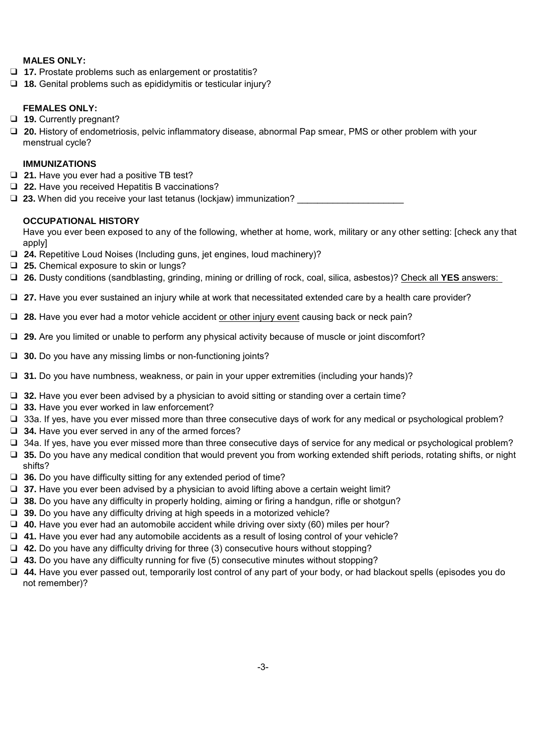**MALES ONLY:**

- ❑ **17.** Prostate problems such as enlargement or prostatitis?
- ❑ **18.** Genital problems such as epididymitis or testicular injury?

**FEMALES ONLY:**

- ❑ **19.** Currently pregnant?
- ❑ **20.** History of endometriosis, pelvic inflammatory disease, abnormal Pap smear, PMS or other problem with your menstrual cycle?

**IMMUNIZATIONS**

- ❑ **21.** Have you ever had a positive TB test?
- ❑ **22.** Have you received Hepatitis B vaccinations?
- ❑ **23.** When did you receive your last tetanus (lockjaw) immunization? _____________________

**OCCUPATIONAL HISTORY**

Have you ever been exposed to any of the following, whether at home, work, military or any other setting: [check any that apply]

- ❑ **24.** Repetitive Loud Noises (Including guns, jet engines, loud machinery)?
- ❑ **25.** Chemical exposure to skin or lungs?
- ❑ **26.** Dusty conditions (sandblasting, grinding, mining or drilling of rock, coal, silica, asbestos)? <u>Check all **YES** answers:</u>
- ❑ **27.** Have you ever sustained an injury while at work that necessitated extended care by a health care provider?
- ❑ **28.** Have you ever had a motor vehicle accident <u>or other injury event</u> causing back or neck pain?
- ❑ **29.** Are you limited or unable to perform any physical activity because of muscle or joint discomfort?
- ❑ **30.** Do you have any missing limbs or non-functioning joints?
- ❑ **31.** Do you have numbness, weakness, or pain in your upper extremities (including your hands)?
- ❑ **32.** Have you ever been advised by a physician to avoid sitting or standing over a certain time?
- ❑ **33.** Have you ever worked in law enforcement?
- ❑ 33a. If yes, have you ever missed more than three consecutive days of work for any medical or psychological problem?
- ❑ **34.** Have you ever served in any of the armed forces?
- ❑ 34a. If yes, have you ever missed more than three consecutive days of service for any medical or psychological problem?
- ❑ **35.** Do you have any medical condition that would prevent you from working extended shift periods, rotating shifts, or night shifts?
- ❑ **36.** Do you have difficulty sitting for any extended period of time?
- ❑ **37.** Have you ever been advised by a physician to avoid lifting above a certain weight limit?
- ❑ **38.** Do you have any difficulty in properly holding, aiming or firing a handgun, rifle or shotgun?
- ❑ **39.** Do you have any difficulty driving at high speeds in a motorized vehicle?
- ❑ **40.** Have you ever had an automobile accident while driving over sixty (60) miles per hour?
- ❑ **41.** Have you ever had any automobile accidents as a result of losing control of your vehicle?
- ❑ **42.** Do you have any difficulty driving for three (3) consecutive hours without stopping?
- ❑ **43.** Do you have any difficulty running for five (5) consecutive minutes without stopping?
- ❑ **44.** Have you ever passed out, temporarily lost control of any part of your body, or had blackout spells (episodes you do not remember)?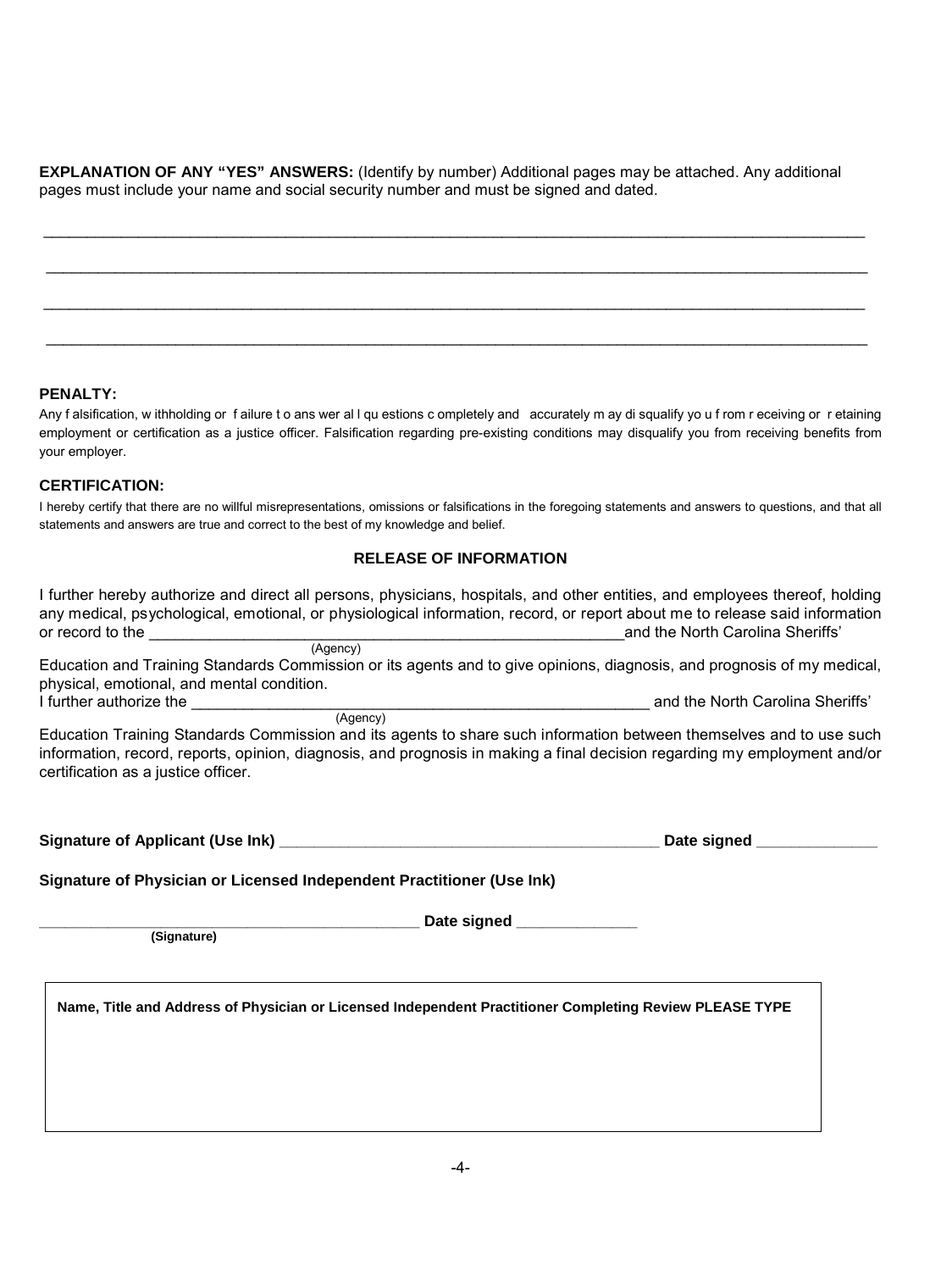**EXPLANATION OF ANY "YES" ANSWERS:** (Identify by number) Additional pages may be attached. Any additional pages must include your name and social security number and must be signed and dated.

_______________________________________________________________________________________________

_______________________________________________________________________________________________

_______________________________________________________________________________________________

_______________________________________________________________________________________________

**PENALTY:**

Any falsification, withholding or failure to answer all questions completely and accurately may disqualify you from receiving or retaining employment or certification as a justice officer. Falsification regarding pre-existing conditions may disqualify you from receiving benefits from your employer.

**CERTIFICATION:**

I hereby certify that there are no willful misrepresentations, omissions or falsifications in the foregoing statements and answers to questions, and that all statements and answers are true and correct to the best of my knowledge and belief.

**RELEASE OF INFORMATION**

I further hereby authorize and direct all persons, physicians, hospitals, and other entities, and employees thereof, holding any medical, psychological, emotional, or physiological information, record, or report about me to release said information or record to the _______________________________________________________ (Agency) and the North Carolina Sheriffs' Education and Training Standards Commission or its agents and to give opinions, diagnosis, and prognosis of my medical, physical, emotional, and mental condition.

I further authorize the _______________________________________________________ (Agency) and the North Carolina Sheriffs' Education Training Standards Commission and its agents to share such information between themselves and to use such information, record, reports, opinion, diagnosis, and prognosis in making a final decision regarding my employment and/or certification as a justice officer.

**Signature of Applicant (Use Ink) ____________________________________________ Date signed _____________**

**Signature of Physician or Licensed Independent Practitioner (Use Ink)**

**____________________________________________ Date signed _____________**
**(Signature)**

| **Name, Title and Address of Physician or Licensed Independent Practitioner Completing Review PLEASE TYPE** |
| --- |
| |